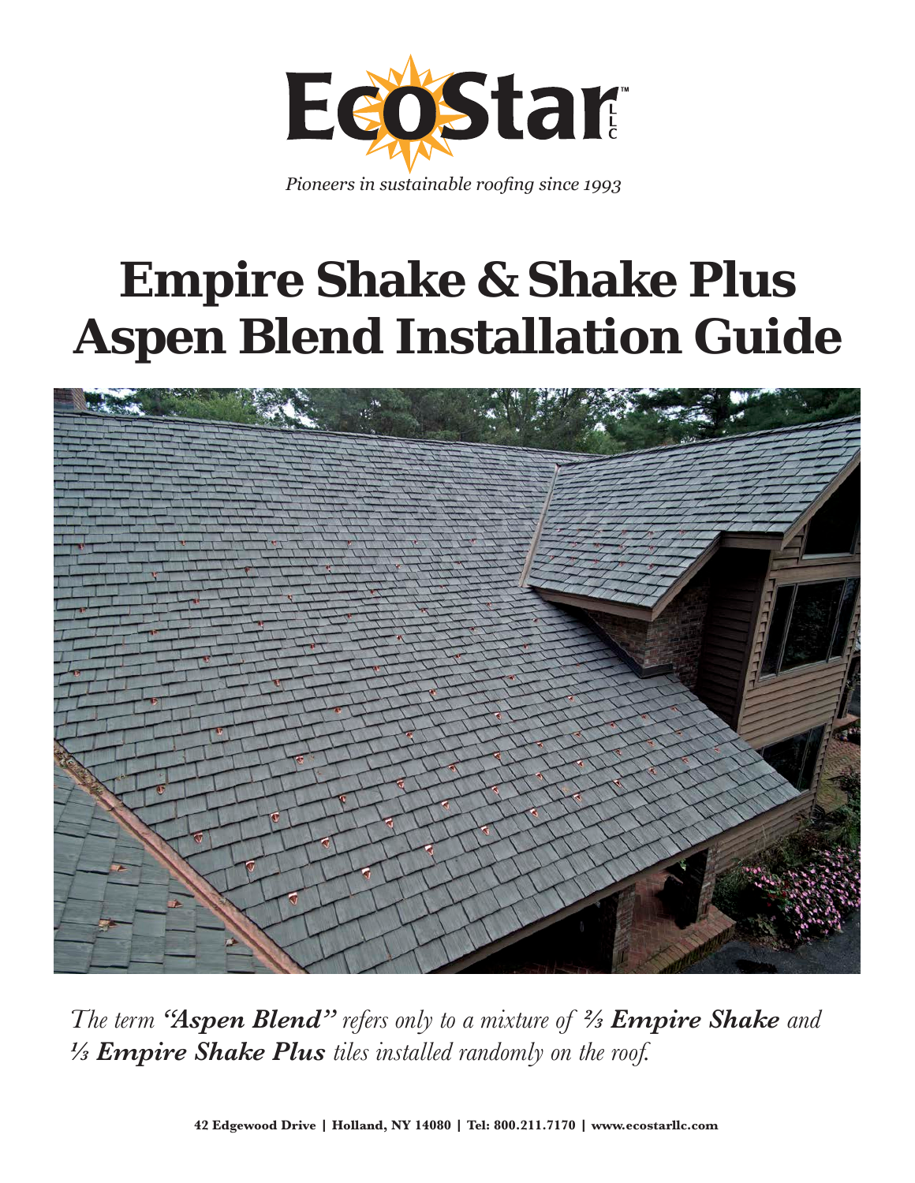# EcoStar LLC

*Pioneers in sustainable roofing since 1993*

# Empire Shake & Shake Plus Aspen Blend Installation Guide

*The term **"Aspen Blend"** refers only to a mixture of ⅔ **Empire Shake** and ⅓ **Empire Shake Plus** tiles installed randomly on the roof.*

**42 Edgewood Drive | Holland, NY 14080 | Tel: 800.211.7170 | www.ecostarllc.com**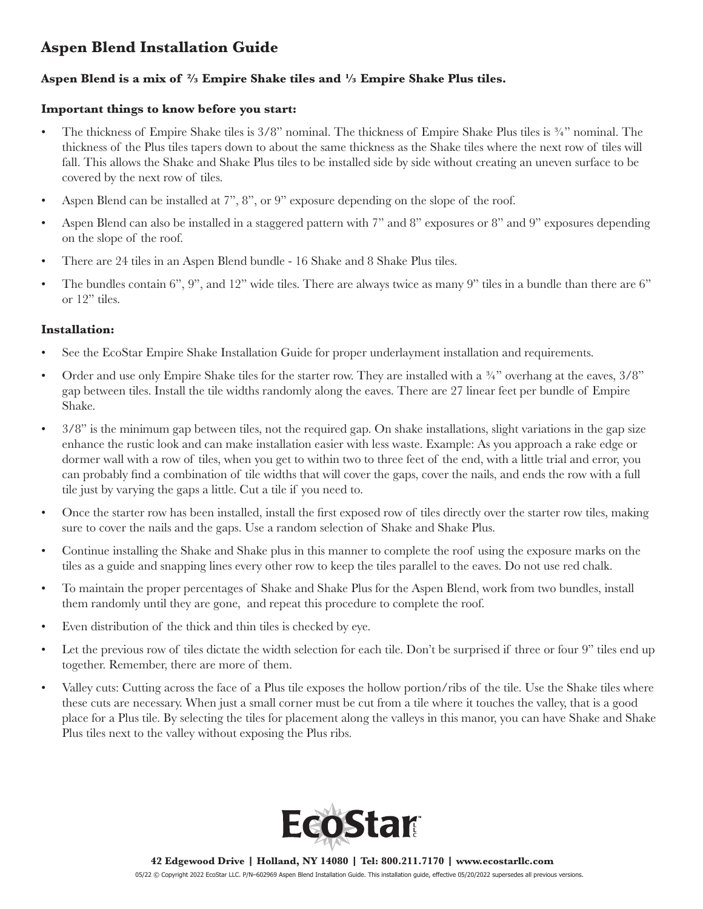## Aspen Blend Installation Guide

**Aspen Blend is a mix of ⅔ Empire Shake tiles and ⅓ Empire Shake Plus tiles.**

**Important things to know before you start:**

- The thickness of Empire Shake tiles is 3/8" nominal. The thickness of Empire Shake Plus tiles is ¾" nominal. The thickness of the Plus tiles tapers down to about the same thickness as the Shake tiles where the next row of tiles will fall. This allows the Shake and Shake Plus tiles to be installed side by side without creating an uneven surface to be covered by the next row of tiles.
- Aspen Blend can be installed at 7", 8", or 9" exposure depending on the slope of the roof.
- Aspen Blend can also be installed in a staggered pattern with 7" and 8" exposures or 8" and 9" exposures depending on the slope of the roof.
- There are 24 tiles in an Aspen Blend bundle - 16 Shake and 8 Shake Plus tiles.
- The bundles contain 6", 9", and 12" wide tiles. There are always twice as many 9" tiles in a bundle than there are 6" or 12" tiles.

**Installation:**

- See the EcoStar Empire Shake Installation Guide for proper underlayment installation and requirements.
- Order and use only Empire Shake tiles for the starter row. They are installed with a ¾" overhang at the eaves, 3/8" gap between tiles. Install the tile widths randomly along the eaves. There are 27 linear feet per bundle of Empire Shake.
- 3/8" is the minimum gap between tiles, not the required gap. On shake installations, slight variations in the gap size enhance the rustic look and can make installation easier with less waste. Example: As you approach a rake edge or dormer wall with a row of tiles, when you get to within two to three feet of the end, with a little trial and error, you can probably find a combination of tile widths that will cover the gaps, cover the nails, and ends the row with a full tile just by varying the gaps a little. Cut a tile if you need to.
- Once the starter row has been installed, install the first exposed row of tiles directly over the starter row tiles, making sure to cover the nails and the gaps. Use a random selection of Shake and Shake Plus.
- Continue installing the Shake and Shake plus in this manner to complete the roof using the exposure marks on the tiles as a guide and snapping lines every other row to keep the tiles parallel to the eaves. Do not use red chalk.
- To maintain the proper percentages of Shake and Shake Plus for the Aspen Blend, work from two bundles, install them randomly until they are gone, and repeat this procedure to complete the roof.
- Even distribution of the thick and thin tiles is checked by eye.
- Let the previous row of tiles dictate the width selection for each tile. Don't be surprised if three or four 9" tiles end up together. Remember, there are more of them.
- Valley cuts: Cutting across the face of a Plus tile exposes the hollow portion/ribs of the tile. Use the Shake tiles where these cuts are necessary. When just a small corner must be cut from a tile where it touches the valley, that is a good place for a Plus tile. By selecting the tiles for placement along the valleys in this manor, you can have Shake and Shake Plus tiles next to the valley without exposing the Plus ribs.

EcoStar LLC

**42 Edgewood Drive | Holland, NY 14080 | Tel: 800.211.7170 | www.ecostarllc.com**

05/22 © Copyright 2022 EcoStar LLC. P/N–602969 Aspen Blend Installation Guide. This installation guide, effective 05/20/2022 supersedes all previous versions.